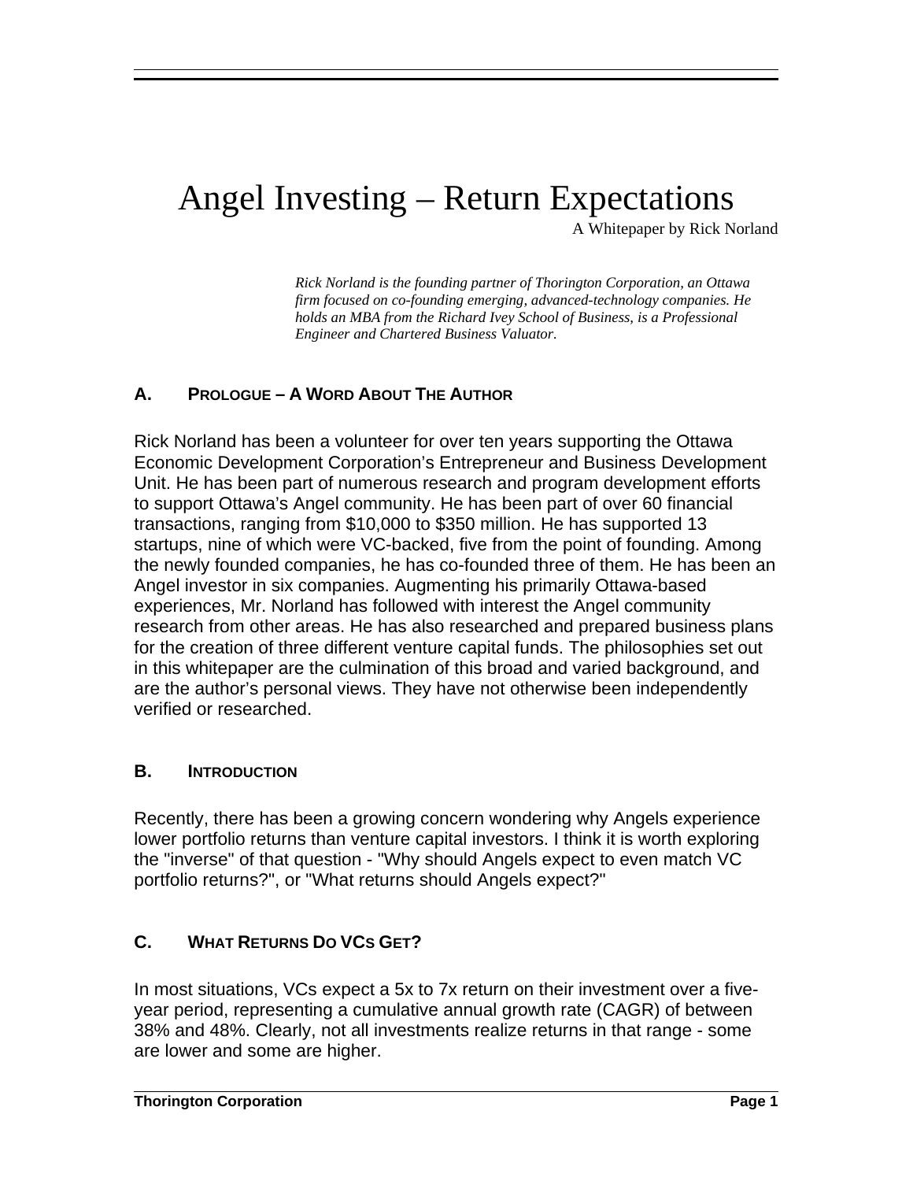# Angel Investing – Return Expectations

A Whitepaper by Rick Norland

*Rick Norland is the founding partner of Thorington Corporation, an Ottawa firm focused on co-founding emerging, advanced-technology companies. He holds an MBA from the Richard Ivey School of Business, is a Professional Engineer and Chartered Business Valuator.*

## A. Prologue – A Word About The Author

Rick Norland has been a volunteer for over ten years supporting the Ottawa Economic Development Corporation's Entrepreneur and Business Development Unit. He has been part of numerous research and program development efforts to support Ottawa's Angel community. He has been part of over 60 financial transactions, ranging from $10,000 to $350 million. He has supported 13 startups, nine of which were VC-backed, five from the point of founding. Among the newly founded companies, he has co-founded three of them. He has been an Angel investor in six companies. Augmenting his primarily Ottawa-based experiences, Mr. Norland has followed with interest the Angel community research from other areas. He has also researched and prepared business plans for the creation of three different venture capital funds. The philosophies set out in this whitepaper are the culmination of this broad and varied background, and are the author's personal views. They have not otherwise been independently verified or researched.

## B. Introduction

Recently, there has been a growing concern wondering why Angels experience lower portfolio returns than venture capital investors. I think it is worth exploring the "inverse" of that question - "Why should Angels expect to even match VC portfolio returns?", or "What returns should Angels expect?"

## C. What Returns Do VCs Get?

In most situations, VCs expect a 5x to 7x return on their investment over a five-year period, representing a cumulative annual growth rate (CAGR) of between 38% and 48%. Clearly, not all investments realize returns in that range - some are lower and some are higher.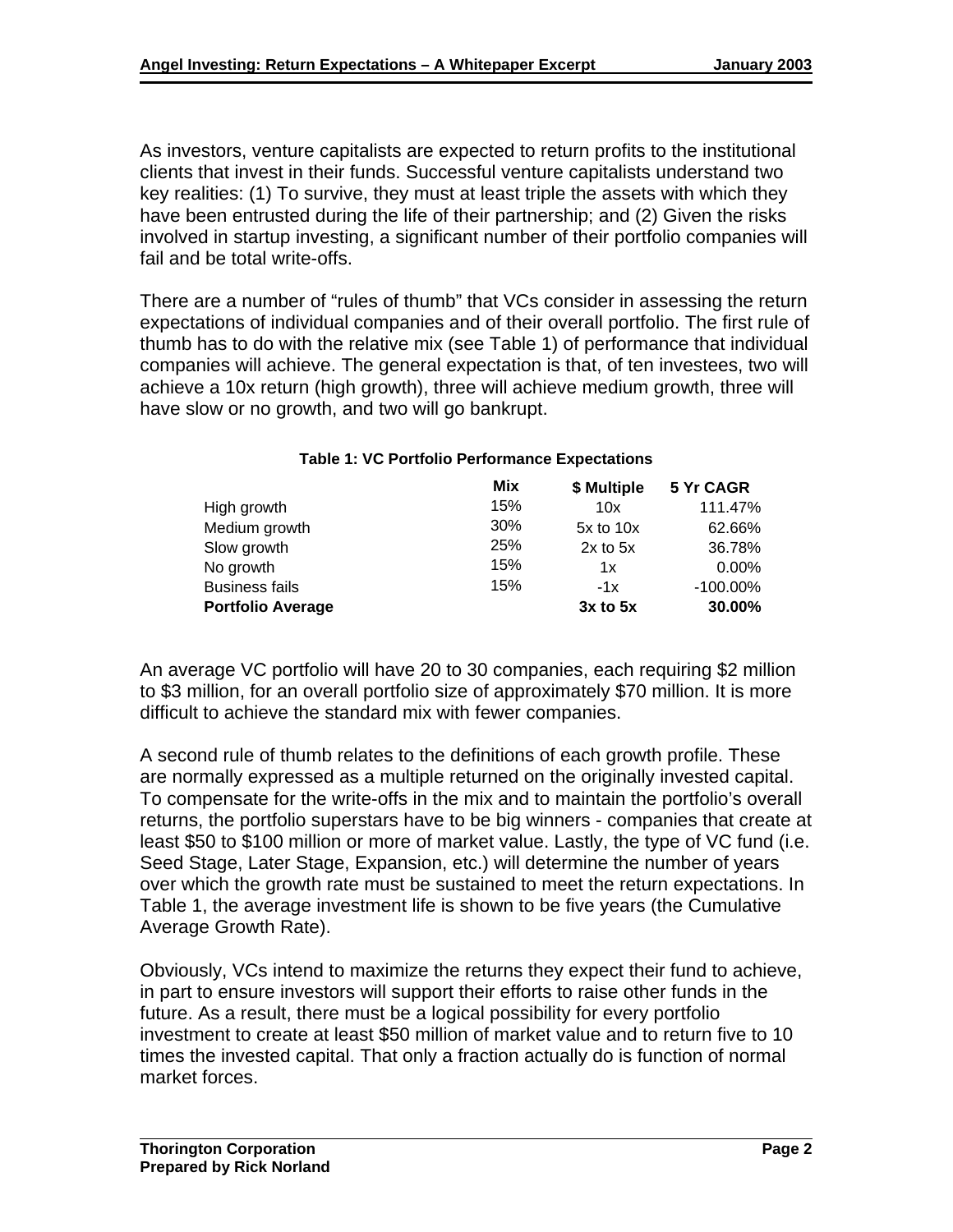As investors, venture capitalists are expected to return profits to the institutional clients that invest in their funds. Successful venture capitalists understand two key realities: (1) To survive, they must at least triple the assets with which they have been entrusted during the life of their partnership; and (2) Given the risks involved in startup investing, a significant number of their portfolio companies will fail and be total write-offs.

There are a number of “rules of thumb” that VCs consider in assessing the return expectations of individual companies and of their overall portfolio. The first rule of thumb has to do with the relative mix (see Table 1) of performance that individual companies will achieve. The general expectation is that, of ten investees, two will achieve a 10x return (high growth), three will achieve medium growth, three will have slow or no growth, and two will go bankrupt.

**Table 1: VC Portfolio Performance Expectations**

| | Mix | $ Multiple | 5 Yr CAGR |
|---|---|---|---|
| High growth | 15% | 10x | 111.47% |
| Medium growth | 30% | 5x to 10x | 62.66% |
| Slow growth | 25% | 2x to 5x | 36.78% |
| No growth | 15% | 1x | 0.00% |
| Business fails | 15% | -1x | -100.00% |
| **Portfolio Average** | | **3x to 5x** | **30.00%** |

An average VC portfolio will have 20 to 30 companies, each requiring $2 million to $3 million, for an overall portfolio size of approximately $70 million. It is more difficult to achieve the standard mix with fewer companies.

A second rule of thumb relates to the definitions of each growth profile. These are normally expressed as a multiple returned on the originally invested capital. To compensate for the write-offs in the mix and to maintain the portfolio’s overall returns, the portfolio superstars have to be big winners - companies that create at least $50 to $100 million or more of market value. Lastly, the type of VC fund (i.e. Seed Stage, Later Stage, Expansion, etc.) will determine the number of years over which the growth rate must be sustained to meet the return expectations. In Table 1, the average investment life is shown to be five years (the Cumulative Average Growth Rate).

Obviously, VCs intend to maximize the returns they expect their fund to achieve, in part to ensure investors will support their efforts to raise other funds in the future. As a result, there must be a logical possibility for every portfolio investment to create at least $50 million of market value and to return five to 10 times the invested capital. That only a fraction actually do is function of normal market forces.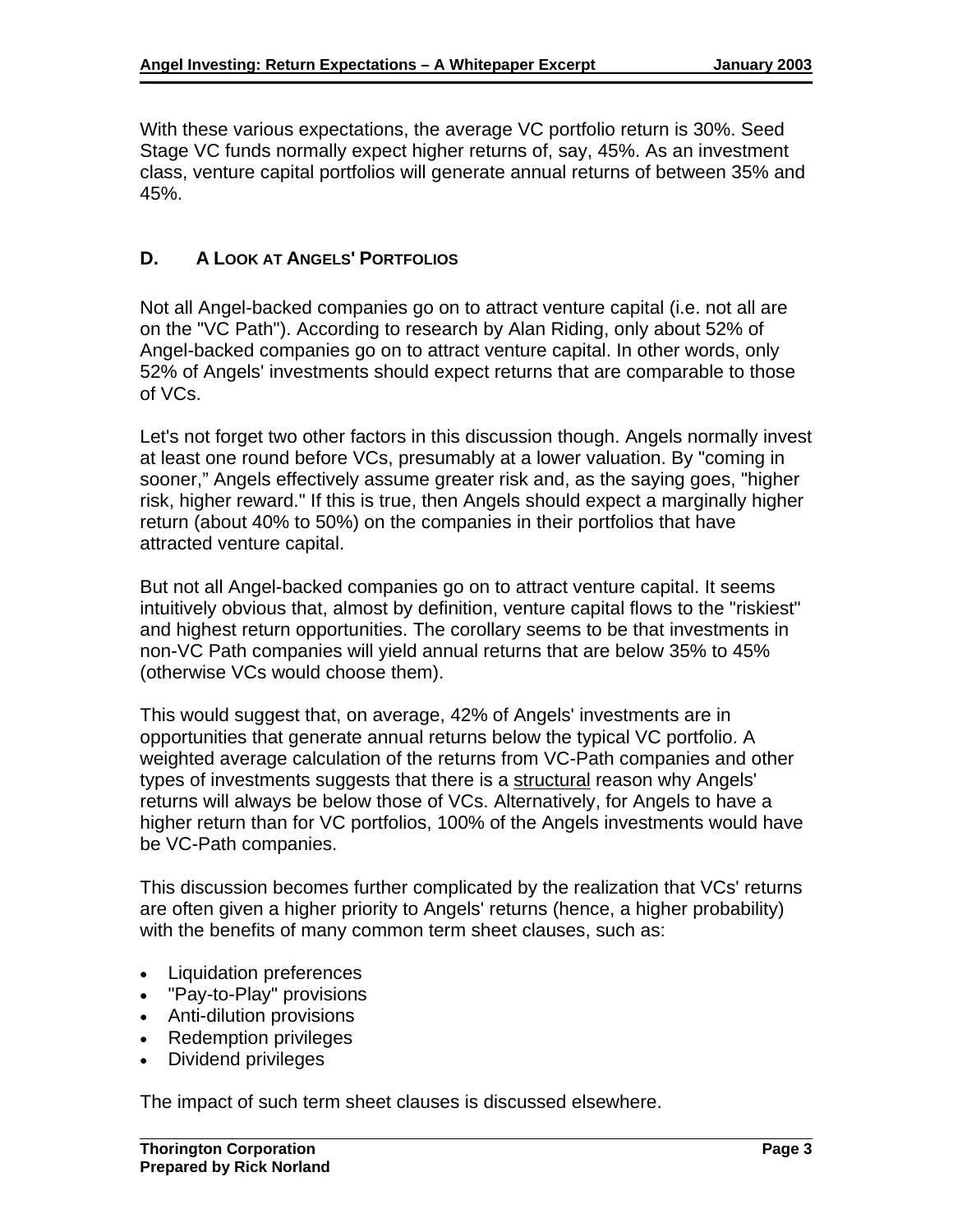With these various expectations, the average VC portfolio return is 30%. Seed Stage VC funds normally expect higher returns of, say, 45%. As an investment class, venture capital portfolios will generate annual returns of between 35% and 45%.

## D. A Look at Angels' Portfolios

Not all Angel-backed companies go on to attract venture capital (i.e. not all are on the "VC Path"). According to research by Alan Riding, only about 52% of Angel-backed companies go on to attract venture capital. In other words, only 52% of Angels' investments should expect returns that are comparable to those of VCs.

Let's not forget two other factors in this discussion though. Angels normally invest at least one round before VCs, presumably at a lower valuation. By "coming in sooner," Angels effectively assume greater risk and, as the saying goes, "higher risk, higher reward." If this is true, then Angels should expect a marginally higher return (about 40% to 50%) on the companies in their portfolios that have attracted venture capital.

But not all Angel-backed companies go on to attract venture capital. It seems intuitively obvious that, almost by definition, venture capital flows to the "riskiest" and highest return opportunities. The corollary seems to be that investments in non-VC Path companies will yield annual returns that are below 35% to 45% (otherwise VCs would choose them).

This would suggest that, on average, 42% of Angels' investments are in opportunities that generate annual returns below the typical VC portfolio. A weighted average calculation of the returns from VC-Path companies and other types of investments suggests that there is a structural reason why Angels' returns will always be below those of VCs. Alternatively, for Angels to have a higher return than for VC portfolios, 100% of the Angels investments would have be VC-Path companies.

This discussion becomes further complicated by the realization that VCs' returns are often given a higher priority to Angels' returns (hence, a higher probability) with the benefits of many common term sheet clauses, such as:

- Liquidation preferences
- "Pay-to-Play" provisions
- Anti-dilution provisions
- Redemption privileges
- Dividend privileges

The impact of such term sheet clauses is discussed elsewhere.